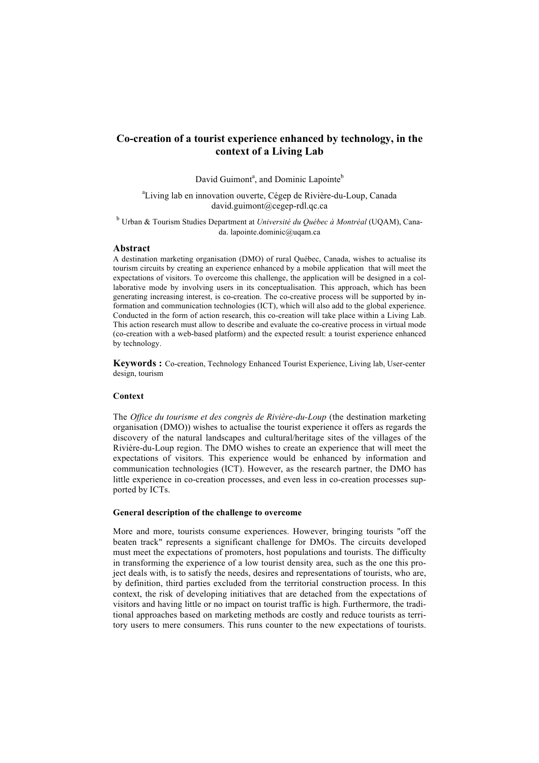# Co-creation of a tourist experience enhanced by technology, in the context of a Living Lab

David Guimont[a], and Dominic Lapointe[b]

[a]Living lab en innovation ouverte, Cégep de Rivière-du-Loup, Canada
david.guimont@cegep-rdl.qc.ca

[b] Urban & Tourism Studies Department at *Université du Québec à Montréal* (UQAM), Canada. lapointe.dominic@uqam.ca

## Abstract

A destination marketing organisation (DMO) of rural Québec, Canada, wishes to actualise its tourism circuits by creating an experience enhanced by a mobile application that will meet the expectations of visitors. To overcome this challenge, the application will be designed in a collaborative mode by involving users in its conceptualisation. This approach, which has been generating increasing interest, is co-creation. The co-creative process will be supported by information and communication technologies (ICT), which will also add to the global experience. Conducted in the form of action research, this co-creation will take place within a Living Lab. This action research must allow to describe and evaluate the co-creative process in virtual mode (co-creation with a web-based platform) and the expected result: a tourist experience enhanced by technology.

**Keywords :** Co-creation, Technology Enhanced Tourist Experience, Living lab, User-center design, tourism

### Context

The *Office du tourisme et des congrès de Rivière-du-Loup* (the destination marketing organisation (DMO)) wishes to actualise the tourist experience it offers as regards the discovery of the natural landscapes and cultural/heritage sites of the villages of the Rivière-du-Loup region. The DMO wishes to create an experience that will meet the expectations of visitors. This experience would be enhanced by information and communication technologies (ICT). However, as the research partner, the DMO has little experience in co-creation processes, and even less in co-creation processes supported by ICTs.

#### General description of the challenge to overcome

More and more, tourists consume experiences. However, bringing tourists "off the beaten track" represents a significant challenge for DMOs. The circuits developed must meet the expectations of promoters, host populations and tourists. The difficulty in transforming the experience of a low tourist density area, such as the one this project deals with, is to satisfy the needs, desires and representations of tourists, who are, by definition, third parties excluded from the territorial construction process. In this context, the risk of developing initiatives that are detached from the expectations of visitors and having little or no impact on tourist traffic is high. Furthermore, the traditional approaches based on marketing methods are costly and reduce tourists as territory users to mere consumers. This runs counter to the new expectations of tourists.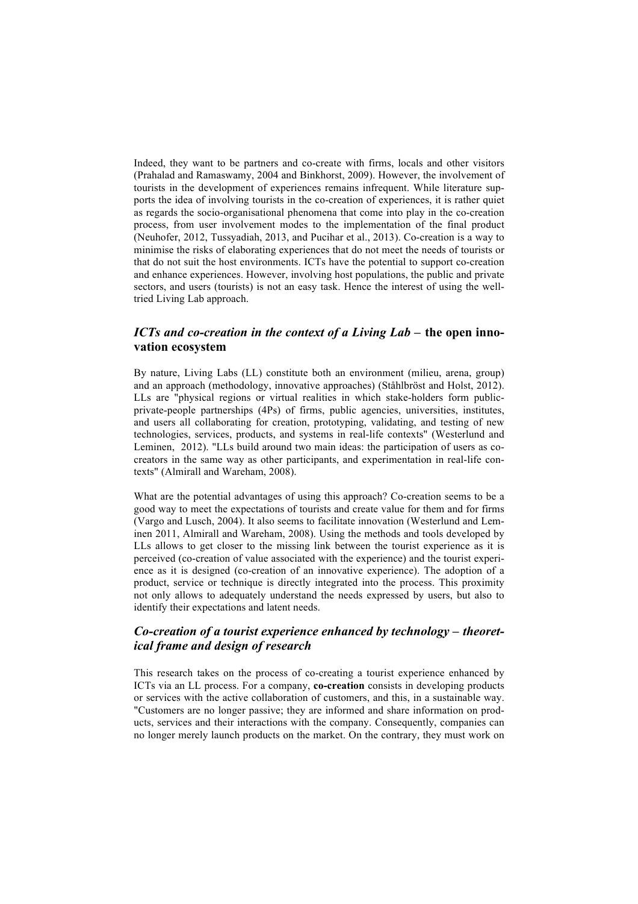Indeed, they want to be partners and co-create with firms, locals and other visitors (Prahalad and Ramaswamy, 2004 and Binkhorst, 2009). However, the involvement of tourists in the development of experiences remains infrequent. While literature supports the idea of involving tourists in the co-creation of experiences, it is rather quiet as regards the socio-organisational phenomena that come into play in the co-creation process, from user involvement modes to the implementation of the final product (Neuhofer, 2012, Tussyadiah, 2013, and Pucihar et al., 2013). Co-creation is a way to minimise the risks of elaborating experiences that do not meet the needs of tourists or that do not suit the host environments. ICTs have the potential to support co-creation and enhance experiences. However, involving host populations, the public and private sectors, and users (tourists) is not an easy task. Hence the interest of using the well-tried Living Lab approach.

## *ICTs and co-creation in the context of a Living Lab* – the open innovation ecosystem

By nature, Living Labs (LL) constitute both an environment (milieu, arena, group) and an approach (methodology, innovative approaches) (Ståhlbröst and Holst, 2012). LLs are "physical regions or virtual realities in which stake-holders form public-private-people partnerships (4Ps) of firms, public agencies, universities, institutes, and users all collaborating for creation, prototyping, validating, and testing of new technologies, services, products, and systems in real-life contexts" (Westerlund and Leminen, 2012). "LLs build around two main ideas: the participation of users as co-creators in the same way as other participants, and experimentation in real-life contexts" (Almirall and Wareham, 2008).

What are the potential advantages of using this approach? Co-creation seems to be a good way to meet the expectations of tourists and create value for them and for firms (Vargo and Lusch, 2004). It also seems to facilitate innovation (Westerlund and Leminen 2011, Almirall and Wareham, 2008). Using the methods and tools developed by LLs allows to get closer to the missing link between the tourist experience as it is perceived (co-creation of value associated with the experience) and the tourist experience as it is designed (co-creation of an innovative experience). The adoption of a product, service or technique is directly integrated into the process. This proximity not only allows to adequately understand the needs expressed by users, but also to identify their expectations and latent needs.

## *Co-creation of a tourist experience enhanced by technology – theoretical frame and design of research*

This research takes on the process of co-creating a tourist experience enhanced by ICTs via an LL process. For a company, **co-creation** consists in developing products or services with the active collaboration of customers, and this, in a sustainable way. "Customers are no longer passive; they are informed and share information on products, services and their interactions with the company. Consequently, companies can no longer merely launch products on the market. On the contrary, they must work on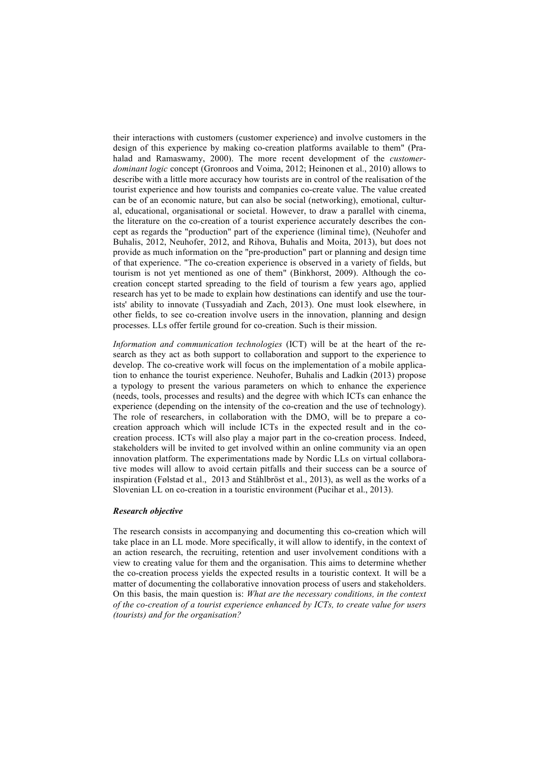their interactions with customers (customer experience) and involve customers in the design of this experience by making co-creation platforms available to them" (Prahalad and Ramaswamy, 2000). The more recent development of the *customer-dominant logic* concept (Gronroos and Voima, 2012; Heinonen et al., 2010) allows to describe with a little more accuracy how tourists are in control of the realisation of the tourist experience and how tourists and companies co-create value. The value created can be of an economic nature, but can also be social (networking), emotional, cultural, educational, organisational or societal. However, to draw a parallel with cinema, the literature on the co-creation of a tourist experience accurately describes the concept as regards the "production" part of the experience (liminal time), (Neuhofer and Buhalis, 2012, Neuhofer, 2012, and Rihova, Buhalis and Moita, 2013), but does not provide as much information on the "pre-production" part or planning and design time of that experience. "The co-creation experience is observed in a variety of fields, but tourism is not yet mentioned as one of them" (Binkhorst, 2009). Although the co-creation concept started spreading to the field of tourism a few years ago, applied research has yet to be made to explain how destinations can identify and use the tourists' ability to innovate (Tussyadiah and Zach, 2013). One must look elsewhere, in other fields, to see co-creation involve users in the innovation, planning and design processes. LLs offer fertile ground for co-creation. Such is their mission.

*Information and communication technologies* (ICT) will be at the heart of the research as they act as both support to collaboration and support to the experience to develop. The co-creative work will focus on the implementation of a mobile application to enhance the tourist experience. Neuhofer, Buhalis and Ladkin (2013) propose a typology to present the various parameters on which to enhance the experience (needs, tools, processes and results) and the degree with which ICTs can enhance the experience (depending on the intensity of the co-creation and the use of technology). The role of researchers, in collaboration with the DMO, will be to prepare a co-creation approach which will include ICTs in the expected result and in the co-creation process. ICTs will also play a major part in the co-creation process. Indeed, stakeholders will be invited to get involved within an online community via an open innovation platform. The experimentations made by Nordic LLs on virtual collaborative modes will allow to avoid certain pitfalls and their success can be a source of inspiration (Følstad et al., 2013 and Ståhlbröst et al., 2013), as well as the works of a Slovenian LL on co-creation in a touristic environment (Pucihar et al., 2013).

### *Research objective*

The research consists in accompanying and documenting this co-creation which will take place in an LL mode. More specifically, it will allow to identify, in the context of an action research, the recruiting, retention and user involvement conditions with a view to creating value for them and the organisation. This aims to determine whether the co-creation process yields the expected results in a touristic context. It will be a matter of documenting the collaborative innovation process of users and stakeholders. On this basis, the main question is: *What are the necessary conditions, in the context of the co-creation of a tourist experience enhanced by ICTs, to create value for users (tourists) and for the organisation?*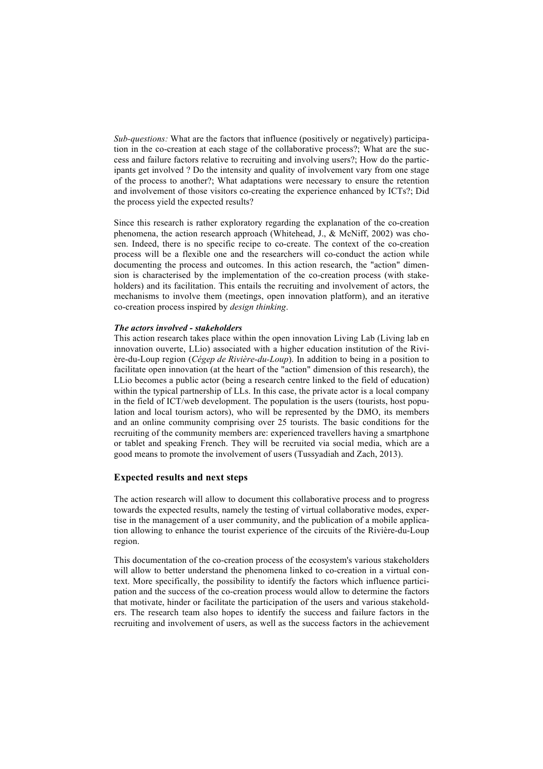*Sub-questions:* What are the factors that influence (positively or negatively) participation in the co-creation at each stage of the collaborative process?; What are the success and failure factors relative to recruiting and involving users?; How do the participants get involved ? Do the intensity and quality of involvement vary from one stage of the process to another?; What adaptations were necessary to ensure the retention and involvement of those visitors co-creating the experience enhanced by ICTs?; Did the process yield the expected results?

Since this research is rather exploratory regarding the explanation of the co-creation phenomena, the action research approach (Whitehead, J., & McNiff, 2002) was chosen. Indeed, there is no specific recipe to co-create. The context of the co-creation process will be a flexible one and the researchers will co-conduct the action while documenting the process and outcomes. In this action research, the "action" dimension is characterised by the implementation of the co-creation process (with stakeholders) and its facilitation. This entails the recruiting and involvement of actors, the mechanisms to involve them (meetings, open innovation platform), and an iterative co-creation process inspired by *design thinking*.

***The actors involved - stakeholders***

This action research takes place within the open innovation Living Lab (Living lab en innovation ouverte, LLio) associated with a higher education institution of the Rivière-du-Loup region (*Cégep de Rivière-du-Loup*). In addition to being in a position to facilitate open innovation (at the heart of the "action" dimension of this research), the LLio becomes a public actor (being a research centre linked to the field of education) within the typical partnership of LLs. In this case, the private actor is a local company in the field of ICT/web development. The population is the users (tourists, host population and local tourism actors), who will be represented by the DMO, its members and an online community comprising over 25 tourists. The basic conditions for the recruiting of the community members are: experienced travellers having a smartphone or tablet and speaking French. They will be recruited via social media, which are a good means to promote the involvement of users (Tussyadiah and Zach, 2013).

## Expected results and next steps

The action research will allow to document this collaborative process and to progress towards the expected results, namely the testing of virtual collaborative modes, expertise in the management of a user community, and the publication of a mobile application allowing to enhance the tourist experience of the circuits of the Rivière-du-Loup region.

This documentation of the co-creation process of the ecosystem's various stakeholders will allow to better understand the phenomena linked to co-creation in a virtual context. More specifically, the possibility to identify the factors which influence participation and the success of the co-creation process would allow to determine the factors that motivate, hinder or facilitate the participation of the users and various stakeholders. The research team also hopes to identify the success and failure factors in the recruiting and involvement of users, as well as the success factors in the achievement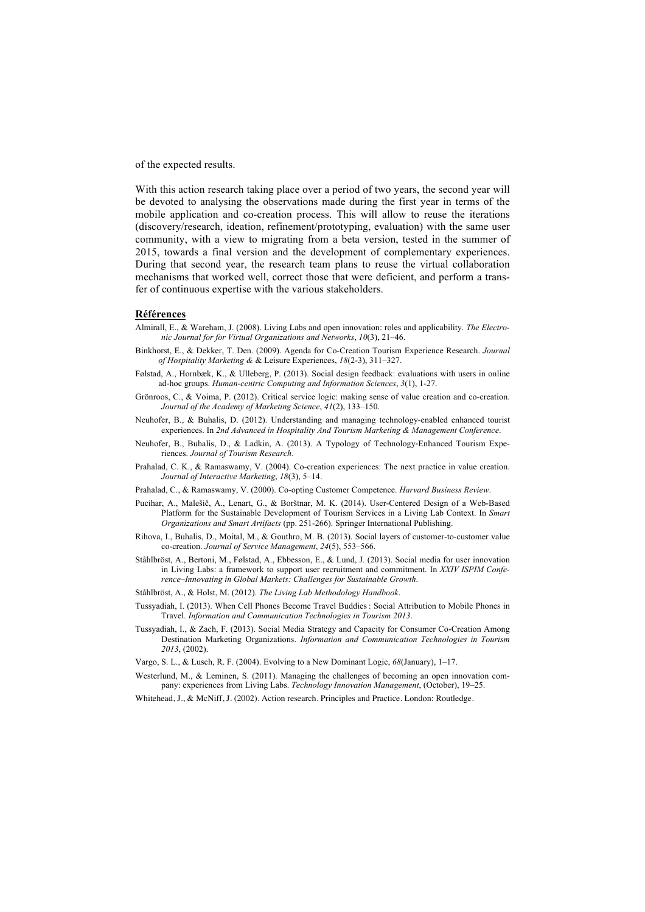of the expected results.

With this action research taking place over a period of two years, the second year will be devoted to analysing the observations made during the first year in terms of the mobile application and co-creation process. This will allow to reuse the iterations (discovery/research, ideation, refinement/prototyping, evaluation) with the same user community, with a view to migrating from a beta version, tested in the summer of 2015, towards a final version and the development of complementary experiences. During that second year, the research team plans to reuse the virtual collaboration mechanisms that worked well, correct those that were deficient, and perform a transfer of continuous expertise with the various stakeholders.

**Références**

Almirall, E., & Wareham, J. (2008). Living Labs and open innovation: roles and applicability. *The Electronic Journal for for Virtual Organizations and Networks*, *10*(3), 21–46.

Binkhorst, E., & Dekker, T. Den. (2009). Agenda for Co-Creation Tourism Experience Research. *Journal of Hospitality Marketing &* & Leisure Experiences, *18*(2-3), 311–327.

Følstad, A., Hornbæk, K., & Ulleberg, P. (2013). Social design feedback: evaluations with users in online ad-hoc groups. *Human-centric Computing and Information Sciences*, *3*(1), 1-27.

Grönroos, C., & Voima, P. (2012). Critical service logic: making sense of value creation and co-creation. *Journal of the Academy of Marketing Science*, *41*(2), 133–150.

Neuhofer, B., & Buhalis, D. (2012). Understanding and managing technology-enabled enhanced tourist experiences. In *2nd Advanced in Hospitality And Tourism Marketing & Management Conference*.

Neuhofer, B., Buhalis, D., & Ladkin, A. (2013). A Typology of Technology-Enhanced Tourism Experiences. *Journal of Tourism Research*.

Prahalad, C. K., & Ramaswamy, V. (2004). Co-creation experiences: The next practice in value creation. *Journal of Interactive Marketing*, *18*(3), 5–14.

Prahalad, C., & Ramaswamy, V. (2000). Co-opting Customer Competence. *Harvard Business Review*.

Pucihar, A., Malešič, A., Lenart, G., & Borštnar, M. K. (2014). User-Centered Design of a Web-Based Platform for the Sustainable Development of Tourism Services in a Living Lab Context. In *Smart Organizations and Smart Artifacts* (pp. 251-266). Springer International Publishing.

Rihova, I., Buhalis, D., Moital, M., & Gouthro, M. B. (2013). Social layers of customer-to-customer value co-creation. *Journal of Service Management*, *24*(5), 553–566.

Ståhlbröst, A., Bertoni, M., Følstad, A., Ebbesson, E., & Lund, J. (2013). Social media for user innovation in Living Labs: a framework to support user recruitment and commitment. In *XXIV ISPIM Conference–Innovating in Global Markets: Challenges for Sustainable Growth*.

Ståhlbröst, A., & Holst, M. (2012). *The Living Lab Methodology Handbook*.

Tussyadiah, I. (2013). When Cell Phones Become Travel Buddies : Social Attribution to Mobile Phones in Travel. *Information and Communication Technologies in Tourism 2013*.

Tussyadiah, I., & Zach, F. (2013). Social Media Strategy and Capacity for Consumer Co-Creation Among Destination Marketing Organizations. *Information and Communication Technologies in Tourism 2013*, (2002).

Vargo, S. L., & Lusch, R. F. (2004). Evolving to a New Dominant Logic, *68*(January), 1–17.

Westerlund, M., & Leminen, S. (2011). Managing the challenges of becoming an open innovation company: experiences from Living Labs. *Technology Innovation Management*, (October), 19–25.

Whitehead, J., & McNiff, J. (2002). Action research. Principles and Practice. London: Routledge.